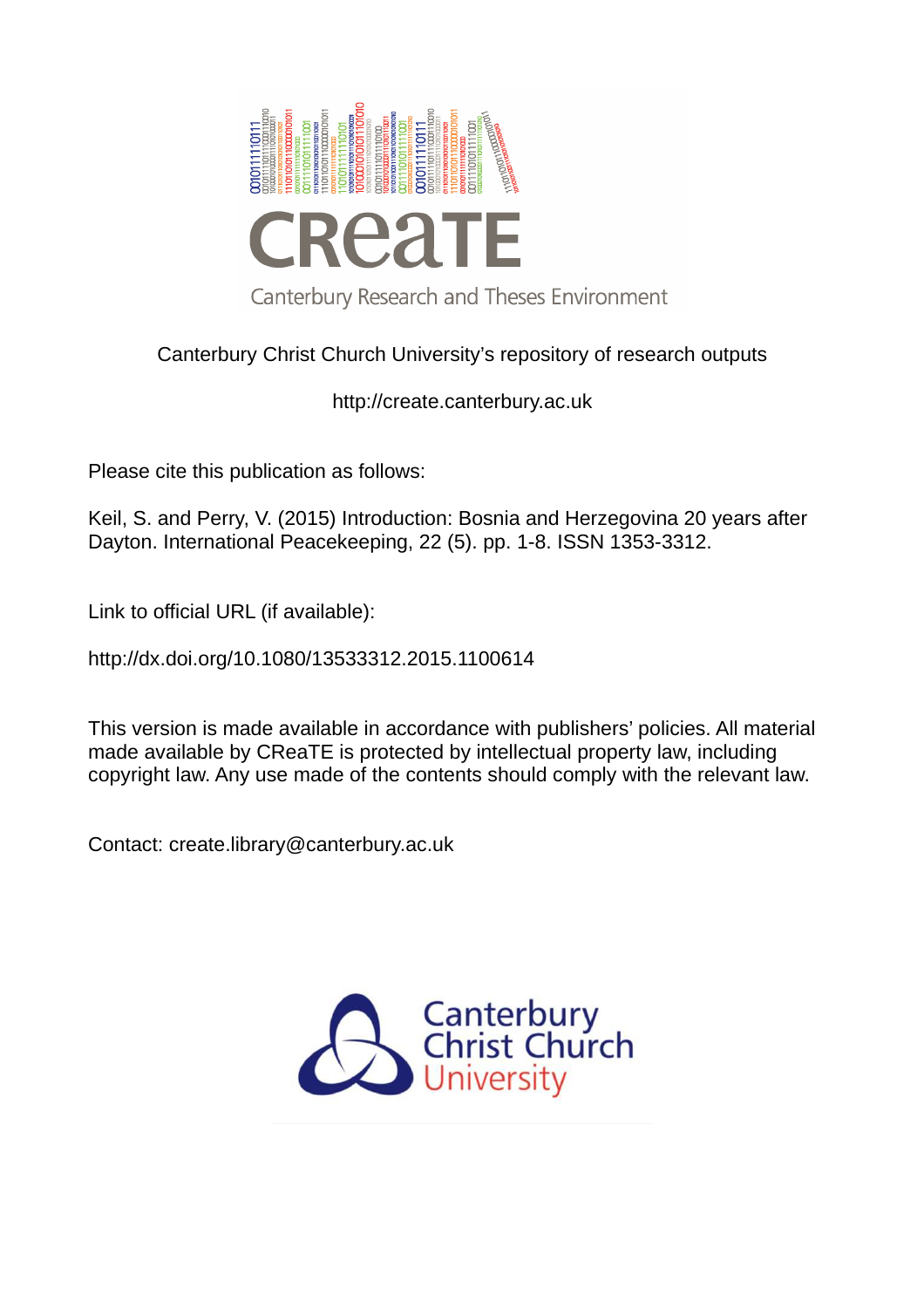CReaTE

Canterbury Research and Theses Environment

Canterbury Christ Church University's repository of research outputs

http://create.canterbury.ac.uk

Please cite this publication as follows:

Keil, S. and Perry, V. (2015) Introduction: Bosnia and Herzegovina 20 years after Dayton. International Peacekeeping, 22 (5). pp. 1-8. ISSN 1353-3312.

Link to official URL (if available):

http://dx.doi.org/10.1080/13533312.2015.1100614

This version is made available in accordance with publishers' policies. All material made available by CReaTE is protected by intellectual property law, including copyright law. Any use made of the contents should comply with the relevant law.

Contact: create.library@canterbury.ac.uk

Canterbury Christ Church University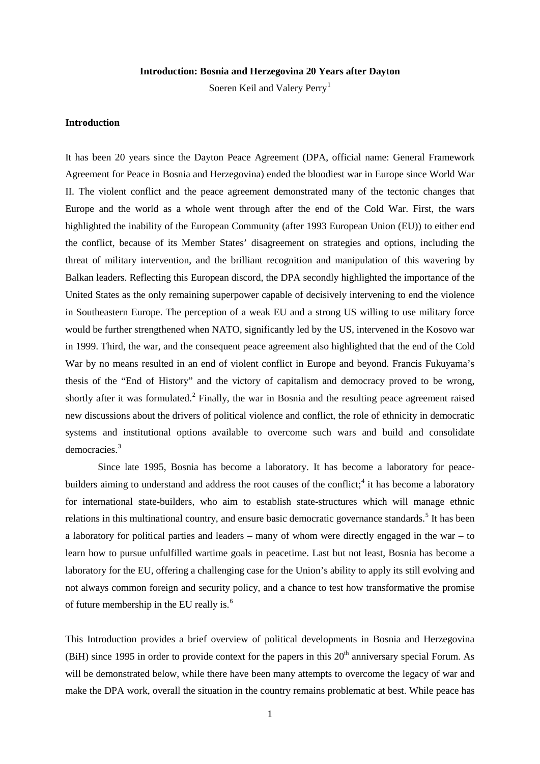**Introduction: Bosnia and Herzegovina 20 Years after Dayton**

Soeren Keil and Valery Perry[1]

**Introduction**

It has been 20 years since the Dayton Peace Agreement (DPA, official name: General Framework Agreement for Peace in Bosnia and Herzegovina) ended the bloodiest war in Europe since World War II. The violent conflict and the peace agreement demonstrated many of the tectonic changes that Europe and the world as a whole went through after the end of the Cold War. First, the wars highlighted the inability of the European Community (after 1993 European Union (EU)) to either end the conflict, because of its Member States' disagreement on strategies and options, including the threat of military intervention, and the brilliant recognition and manipulation of this wavering by Balkan leaders. Reflecting this European discord, the DPA secondly highlighted the importance of the United States as the only remaining superpower capable of decisively intervening to end the violence in Southeastern Europe. The perception of a weak EU and a strong US willing to use military force would be further strengthened when NATO, significantly led by the US, intervened in the Kosovo war in 1999. Third, the war, and the consequent peace agreement also highlighted that the end of the Cold War by no means resulted in an end of violent conflict in Europe and beyond. Francis Fukuyama's thesis of the "End of History" and the victory of capitalism and democracy proved to be wrong, shortly after it was formulated.[2] Finally, the war in Bosnia and the resulting peace agreement raised new discussions about the drivers of political violence and conflict, the role of ethnicity in democratic systems and institutional options available to overcome such wars and build and consolidate democracies.[3]

Since late 1995, Bosnia has become a laboratory. It has become a laboratory for peace-builders aiming to understand and address the root causes of the conflict;[4] it has become a laboratory for international state-builders, who aim to establish state-structures which will manage ethnic relations in this multinational country, and ensure basic democratic governance standards.[5] It has been a laboratory for political parties and leaders – many of whom were directly engaged in the war – to learn how to pursue unfulfilled wartime goals in peacetime. Last but not least, Bosnia has become a laboratory for the EU, offering a challenging case for the Union's ability to apply its still evolving and not always common foreign and security policy, and a chance to test how transformative the promise of future membership in the EU really is.[6]

This Introduction provides a brief overview of political developments in Bosnia and Herzegovina (BiH) since 1995 in order to provide context for the papers in this 20th anniversary special Forum. As will be demonstrated below, while there have been many attempts to overcome the legacy of war and make the DPA work, overall the situation in the country remains problematic at best. While peace has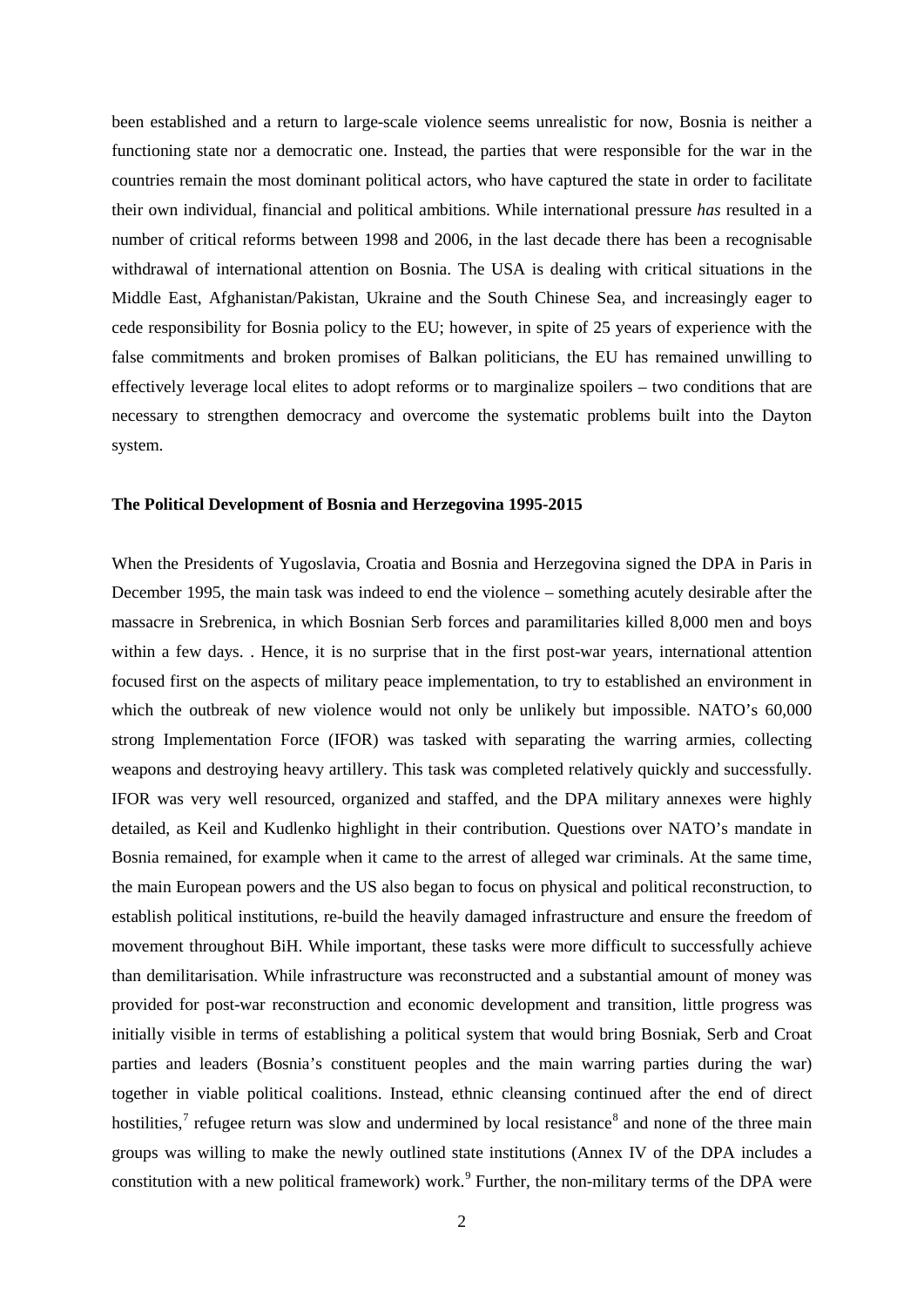been established and a return to large-scale violence seems unrealistic for now, Bosnia is neither a functioning state nor a democratic one. Instead, the parties that were responsible for the war in the countries remain the most dominant political actors, who have captured the state in order to facilitate their own individual, financial and political ambitions. While international pressure *has* resulted in a number of critical reforms between 1998 and 2006, in the last decade there has been a recognisable withdrawal of international attention on Bosnia. The USA is dealing with critical situations in the Middle East, Afghanistan/Pakistan, Ukraine and the South Chinese Sea, and increasingly eager to cede responsibility for Bosnia policy to the EU; however, in spite of 25 years of experience with the false commitments and broken promises of Balkan politicians, the EU has remained unwilling to effectively leverage local elites to adopt reforms or to marginalize spoilers – two conditions that are necessary to strengthen democracy and overcome the systematic problems built into the Dayton system.

**The Political Development of Bosnia and Herzegovina 1995-2015**

When the Presidents of Yugoslavia, Croatia and Bosnia and Herzegovina signed the DPA in Paris in December 1995, the main task was indeed to end the violence – something acutely desirable after the massacre in Srebrenica, in which Bosnian Serb forces and paramilitaries killed 8,000 men and boys within a few days. . Hence, it is no surprise that in the first post-war years, international attention focused first on the aspects of military peace implementation, to try to established an environment in which the outbreak of new violence would not only be unlikely but impossible. NATO's 60,000 strong Implementation Force (IFOR) was tasked with separating the warring armies, collecting weapons and destroying heavy artillery. This task was completed relatively quickly and successfully. IFOR was very well resourced, organized and staffed, and the DPA military annexes were highly detailed, as Keil and Kudlenko highlight in their contribution. Questions over NATO's mandate in Bosnia remained, for example when it came to the arrest of alleged war criminals. At the same time, the main European powers and the US also began to focus on physical and political reconstruction, to establish political institutions, re-build the heavily damaged infrastructure and ensure the freedom of movement throughout BiH. While important, these tasks were more difficult to successfully achieve than demilitarisation. While infrastructure was reconstructed and a substantial amount of money was provided for post-war reconstruction and economic development and transition, little progress was initially visible in terms of establishing a political system that would bring Bosniak, Serb and Croat parties and leaders (Bosnia's constituent peoples and the main warring parties during the war) together in viable political coalitions. Instead, ethnic cleansing continued after the end of direct hostilities,[7] refugee return was slow and undermined by local resistance[8] and none of the three main groups was willing to make the newly outlined state institutions (Annex IV of the DPA includes a constitution with a new political framework) work.[9] Further, the non-military terms of the DPA were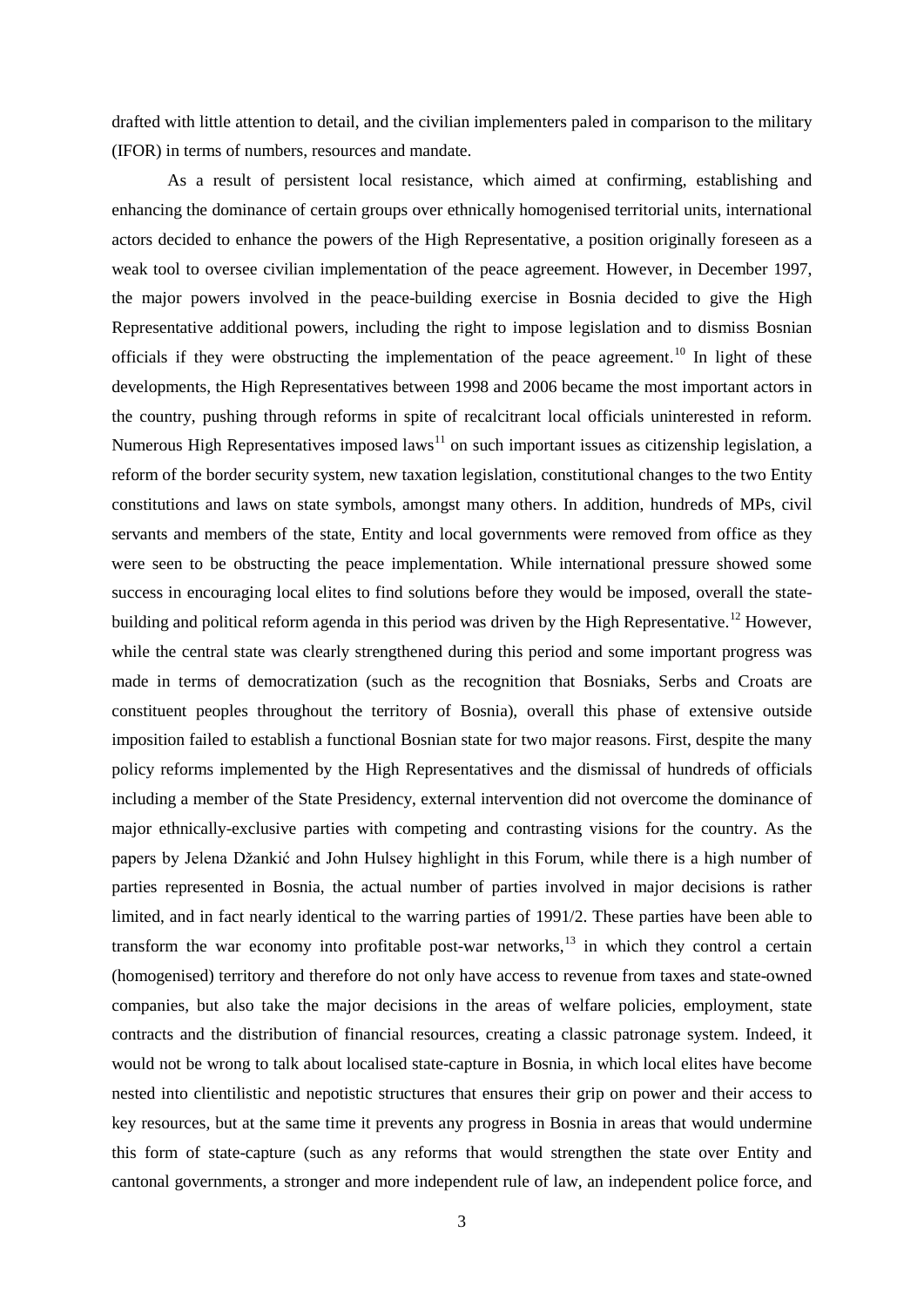drafted with little attention to detail, and the civilian implementers paled in comparison to the military (IFOR) in terms of numbers, resources and mandate.

As a result of persistent local resistance, which aimed at confirming, establishing and enhancing the dominance of certain groups over ethnically homogenised territorial units, international actors decided to enhance the powers of the High Representative, a position originally foreseen as a weak tool to oversee civilian implementation of the peace agreement. However, in December 1997, the major powers involved in the peace-building exercise in Bosnia decided to give the High Representative additional powers, including the right to impose legislation and to dismiss Bosnian officials if they were obstructing the implementation of the peace agreement.[10] In light of these developments, the High Representatives between 1998 and 2006 became the most important actors in the country, pushing through reforms in spite of recalcitrant local officials uninterested in reform. Numerous High Representatives imposed laws[11] on such important issues as citizenship legislation, a reform of the border security system, new taxation legislation, constitutional changes to the two Entity constitutions and laws on state symbols, amongst many others. In addition, hundreds of MPs, civil servants and members of the state, Entity and local governments were removed from office as they were seen to be obstructing the peace implementation. While international pressure showed some success in encouraging local elites to find solutions before they would be imposed, overall the state-building and political reform agenda in this period was driven by the High Representative.[12] However, while the central state was clearly strengthened during this period and some important progress was made in terms of democratization (such as the recognition that Bosniaks, Serbs and Croats are constituent peoples throughout the territory of Bosnia), overall this phase of extensive outside imposition failed to establish a functional Bosnian state for two major reasons. First, despite the many policy reforms implemented by the High Representatives and the dismissal of hundreds of officials including a member of the State Presidency, external intervention did not overcome the dominance of major ethnically-exclusive parties with competing and contrasting visions for the country. As the papers by Jelena Džankić and John Hulsey highlight in this Forum, while there is a high number of parties represented in Bosnia, the actual number of parties involved in major decisions is rather limited, and in fact nearly identical to the warring parties of 1991/2. These parties have been able to transform the war economy into profitable post-war networks,[13] in which they control a certain (homogenised) territory and therefore do not only have access to revenue from taxes and state-owned companies, but also take the major decisions in the areas of welfare policies, employment, state contracts and the distribution of financial resources, creating a classic patronage system. Indeed, it would not be wrong to talk about localised state-capture in Bosnia, in which local elites have become nested into clientilistic and nepotistic structures that ensures their grip on power and their access to key resources, but at the same time it prevents any progress in Bosnia in areas that would undermine this form of state-capture (such as any reforms that would strengthen the state over Entity and cantonal governments, a stronger and more independent rule of law, an independent police force, and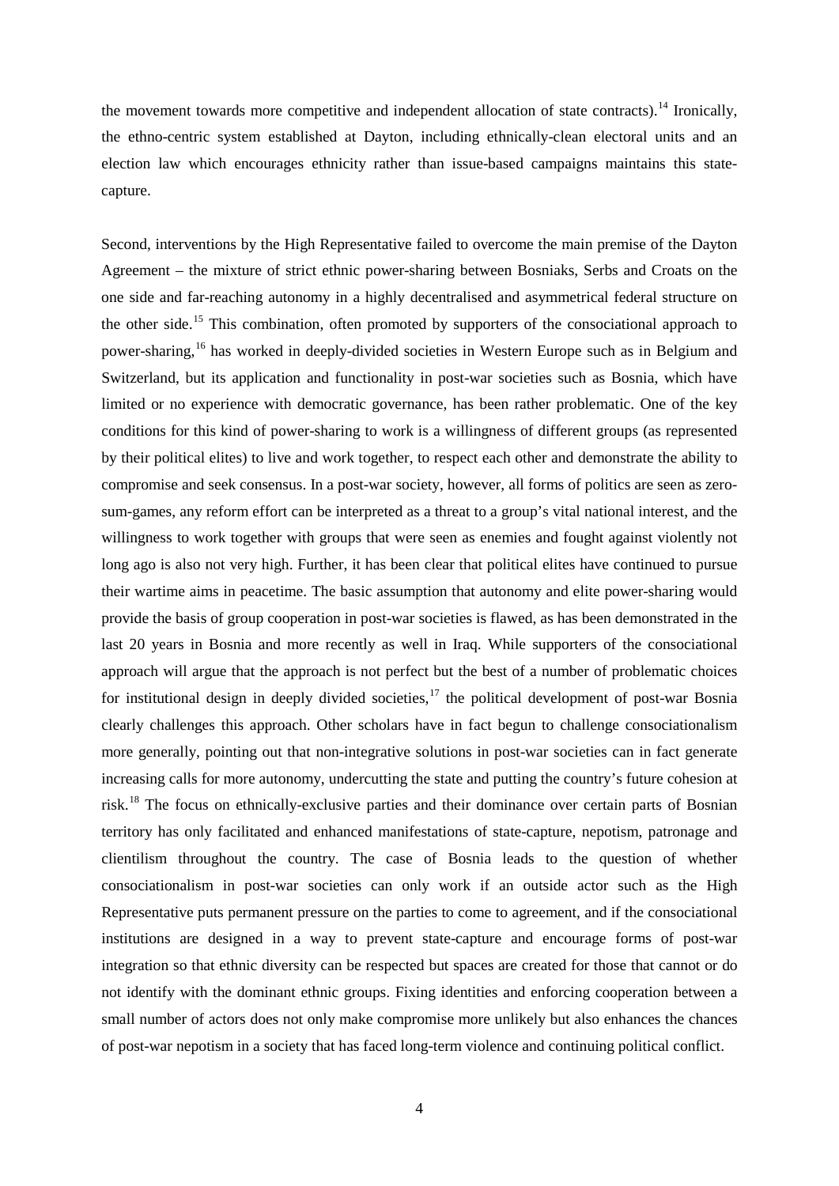the movement towards more competitive and independent allocation of state contracts).[14] Ironically, the ethno-centric system established at Dayton, including ethnically-clean electoral units and an election law which encourages ethnicity rather than issue-based campaigns maintains this state-capture.

Second, interventions by the High Representative failed to overcome the main premise of the Dayton Agreement – the mixture of strict ethnic power-sharing between Bosniaks, Serbs and Croats on the one side and far-reaching autonomy in a highly decentralised and asymmetrical federal structure on the other side.[15] This combination, often promoted by supporters of the consociational approach to power-sharing,[16] has worked in deeply-divided societies in Western Europe such as in Belgium and Switzerland, but its application and functionality in post-war societies such as Bosnia, which have limited or no experience with democratic governance, has been rather problematic. One of the key conditions for this kind of power-sharing to work is a willingness of different groups (as represented by their political elites) to live and work together, to respect each other and demonstrate the ability to compromise and seek consensus. In a post-war society, however, all forms of politics are seen as zero-sum-games, any reform effort can be interpreted as a threat to a group's vital national interest, and the willingness to work together with groups that were seen as enemies and fought against violently not long ago is also not very high. Further, it has been clear that political elites have continued to pursue their wartime aims in peacetime. The basic assumption that autonomy and elite power-sharing would provide the basis of group cooperation in post-war societies is flawed, as has been demonstrated in the last 20 years in Bosnia and more recently as well in Iraq. While supporters of the consociational approach will argue that the approach is not perfect but the best of a number of problematic choices for institutional design in deeply divided societies,[17] the political development of post-war Bosnia clearly challenges this approach. Other scholars have in fact begun to challenge consociationalism more generally, pointing out that non-integrative solutions in post-war societies can in fact generate increasing calls for more autonomy, undercutting the state and putting the country's future cohesion at risk.[18] The focus on ethnically-exclusive parties and their dominance over certain parts of Bosnian territory has only facilitated and enhanced manifestations of state-capture, nepotism, patronage and clientilism throughout the country. The case of Bosnia leads to the question of whether consociationalism in post-war societies can only work if an outside actor such as the High Representative puts permanent pressure on the parties to come to agreement, and if the consociational institutions are designed in a way to prevent state-capture and encourage forms of post-war integration so that ethnic diversity can be respected but spaces are created for those that cannot or do not identify with the dominant ethnic groups. Fixing identities and enforcing cooperation between a small number of actors does not only make compromise more unlikely but also enhances the chances of post-war nepotism in a society that has faced long-term violence and continuing political conflict.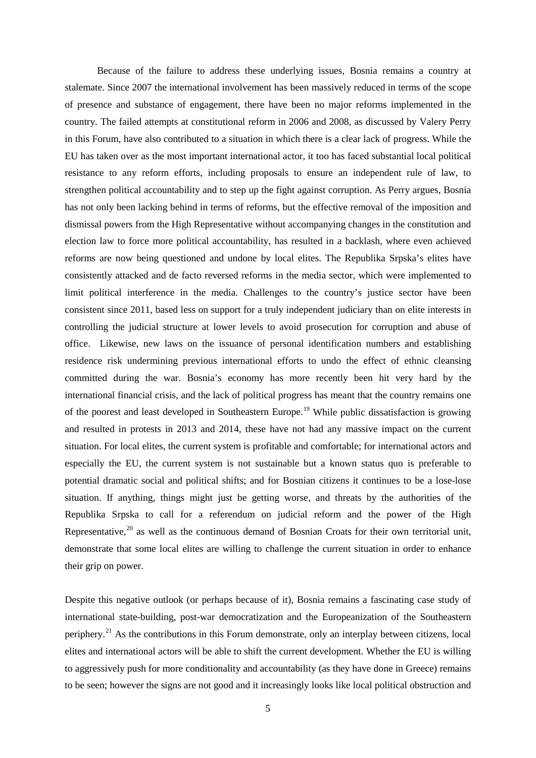Because of the failure to address these underlying issues, Bosnia remains a country at stalemate. Since 2007 the international involvement has been massively reduced in terms of the scope of presence and substance of engagement, there have been no major reforms implemented in the country. The failed attempts at constitutional reform in 2006 and 2008, as discussed by Valery Perry in this Forum, have also contributed to a situation in which there is a clear lack of progress. While the EU has taken over as the most important international actor, it too has faced substantial local political resistance to any reform efforts, including proposals to ensure an independent rule of law, to strengthen political accountability and to step up the fight against corruption. As Perry argues, Bosnia has not only been lacking behind in terms of reforms, but the effective removal of the imposition and dismissal powers from the High Representative without accompanying changes in the constitution and election law to force more political accountability, has resulted in a backlash, where even achieved reforms are now being questioned and undone by local elites. The Republika Srpska's elites have consistently attacked and de facto reversed reforms in the media sector, which were implemented to limit political interference in the media. Challenges to the country's justice sector have been consistent since 2011, based less on support for a truly independent judiciary than on elite interests in controlling the judicial structure at lower levels to avoid prosecution for corruption and abuse of office. Likewise, new laws on the issuance of personal identification numbers and establishing residence risk undermining previous international efforts to undo the effect of ethnic cleansing committed during the war. Bosnia's economy has more recently been hit very hard by the international financial crisis, and the lack of political progress has meant that the country remains one of the poorest and least developed in Southeastern Europe.[19] While public dissatisfaction is growing and resulted in protests in 2013 and 2014, these have not had any massive impact on the current situation. For local elites, the current system is profitable and comfortable; for international actors and especially the EU, the current system is not sustainable but a known status quo is preferable to potential dramatic social and political shifts; and for Bosnian citizens it continues to be a lose-lose situation. If anything, things might just be getting worse, and threats by the authorities of the Republika Srpska to call for a referendum on judicial reform and the power of the High Representative,[20] as well as the continuous demand of Bosnian Croats for their own territorial unit, demonstrate that some local elites are willing to challenge the current situation in order to enhance their grip on power.

Despite this negative outlook (or perhaps because of it), Bosnia remains a fascinating case study of international state-building, post-war democratization and the Europeanization of the Southeastern periphery.[21] As the contributions in this Forum demonstrate, only an interplay between citizens, local elites and international actors will be able to shift the current development. Whether the EU is willing to aggressively push for more conditionality and accountability (as they have done in Greece) remains to be seen; however the signs are not good and it increasingly looks like local political obstruction and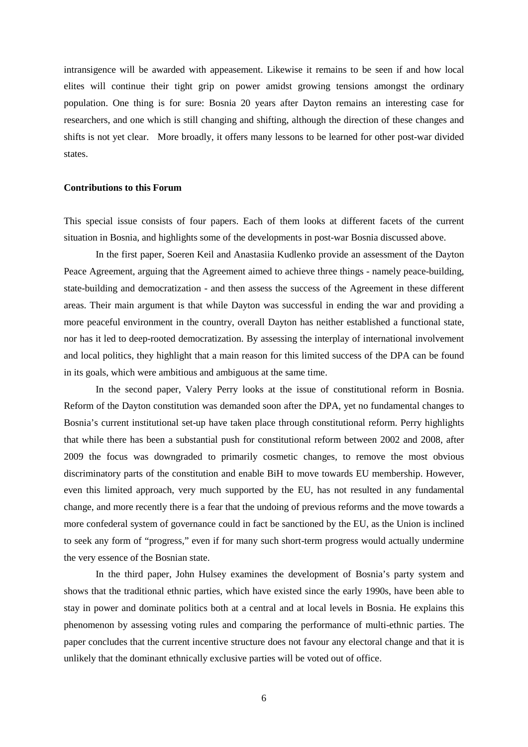intransigence will be awarded with appeasement. Likewise it remains to be seen if and how local elites will continue their tight grip on power amidst growing tensions amongst the ordinary population. One thing is for sure: Bosnia 20 years after Dayton remains an interesting case for researchers, and one which is still changing and shifting, although the direction of these changes and shifts is not yet clear. More broadly, it offers many lessons to be learned for other post-war divided states.

**Contributions to this Forum**

This special issue consists of four papers. Each of them looks at different facets of the current situation in Bosnia, and highlights some of the developments in post-war Bosnia discussed above.

In the first paper, Soeren Keil and Anastasiia Kudlenko provide an assessment of the Dayton Peace Agreement, arguing that the Agreement aimed to achieve three things - namely peace-building, state-building and democratization - and then assess the success of the Agreement in these different areas. Their main argument is that while Dayton was successful in ending the war and providing a more peaceful environment in the country, overall Dayton has neither established a functional state, nor has it led to deep-rooted democratization. By assessing the interplay of international involvement and local politics, they highlight that a main reason for this limited success of the DPA can be found in its goals, which were ambitious and ambiguous at the same time.

In the second paper, Valery Perry looks at the issue of constitutional reform in Bosnia. Reform of the Dayton constitution was demanded soon after the DPA, yet no fundamental changes to Bosnia's current institutional set-up have taken place through constitutional reform. Perry highlights that while there has been a substantial push for constitutional reform between 2002 and 2008, after 2009 the focus was downgraded to primarily cosmetic changes, to remove the most obvious discriminatory parts of the constitution and enable BiH to move towards EU membership. However, even this limited approach, very much supported by the EU, has not resulted in any fundamental change, and more recently there is a fear that the undoing of previous reforms and the move towards a more confederal system of governance could in fact be sanctioned by the EU, as the Union is inclined to seek any form of "progress," even if for many such short-term progress would actually undermine the very essence of the Bosnian state.

In the third paper, John Hulsey examines the development of Bosnia's party system and shows that the traditional ethnic parties, which have existed since the early 1990s, have been able to stay in power and dominate politics both at a central and at local levels in Bosnia. He explains this phenomenon by assessing voting rules and comparing the performance of multi-ethnic parties. The paper concludes that the current incentive structure does not favour any electoral change and that it is unlikely that the dominant ethnically exclusive parties will be voted out of office.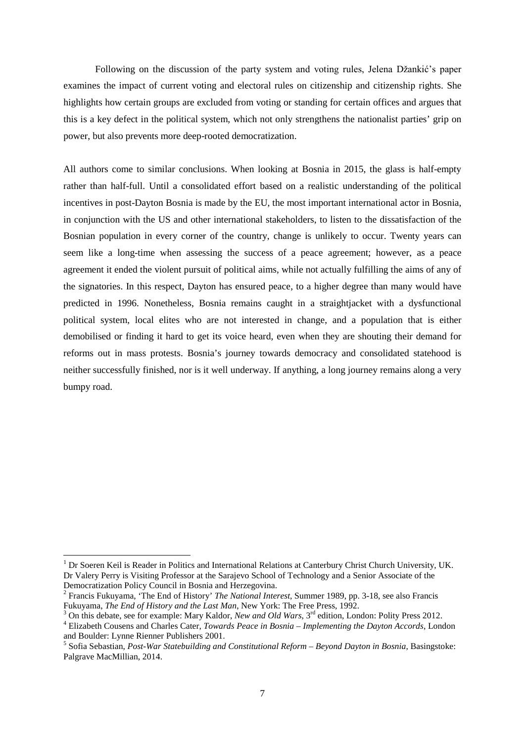Following on the discussion of the party system and voting rules, Jelena Džankić's paper examines the impact of current voting and electoral rules on citizenship and citizenship rights. She highlights how certain groups are excluded from voting or standing for certain offices and argues that this is a key defect in the political system, which not only strengthens the nationalist parties' grip on power, but also prevents more deep-rooted democratization.

All authors come to similar conclusions. When looking at Bosnia in 2015, the glass is half-empty rather than half-full. Until a consolidated effort based on a realistic understanding of the political incentives in post-Dayton Bosnia is made by the EU, the most important international actor in Bosnia, in conjunction with the US and other international stakeholders, to listen to the dissatisfaction of the Bosnian population in every corner of the country, change is unlikely to occur. Twenty years can seem like a long-time when assessing the success of a peace agreement; however, as a peace agreement it ended the violent pursuit of political aims, while not actually fulfilling the aims of any of the signatories. In this respect, Dayton has ensured peace, to a higher degree than many would have predicted in 1996. Nonetheless, Bosnia remains caught in a straightjacket with a dysfunctional political system, local elites who are not interested in change, and a population that is either demobilised or finding it hard to get its voice heard, even when they are shouting their demand for reforms out in mass protests. Bosnia's journey towards democracy and consolidated statehood is neither successfully finished, nor is it well underway. If anything, a long journey remains along a very bumpy road.

---

[1] Dr Soeren Keil is Reader in Politics and International Relations at Canterbury Christ Church University, UK. Dr Valery Perry is Visiting Professor at the Sarajevo School of Technology and a Senior Associate of the Democratization Policy Council in Bosnia and Herzegovina.

[2] Francis Fukuyama, 'The End of History' *The National Interest*, Summer 1989, pp. 3-18, see also Francis Fukuyama, *The End of History and the Last Man*, New York: The Free Press, 1992.

[3] On this debate, see for example: Mary Kaldor, *New and Old Wars*, 3rd edition, London: Polity Press 2012.

[4] Elizabeth Cousens and Charles Cater, *Towards Peace in Bosnia – Implementing the Dayton Accords*, London and Boulder: Lynne Rienner Publishers 2001.

[5] Sofia Sebastian, *Post-War Statebuilding and Constitutional Reform – Beyond Dayton in Bosnia*, Basingstoke: Palgrave MacMillian, 2014.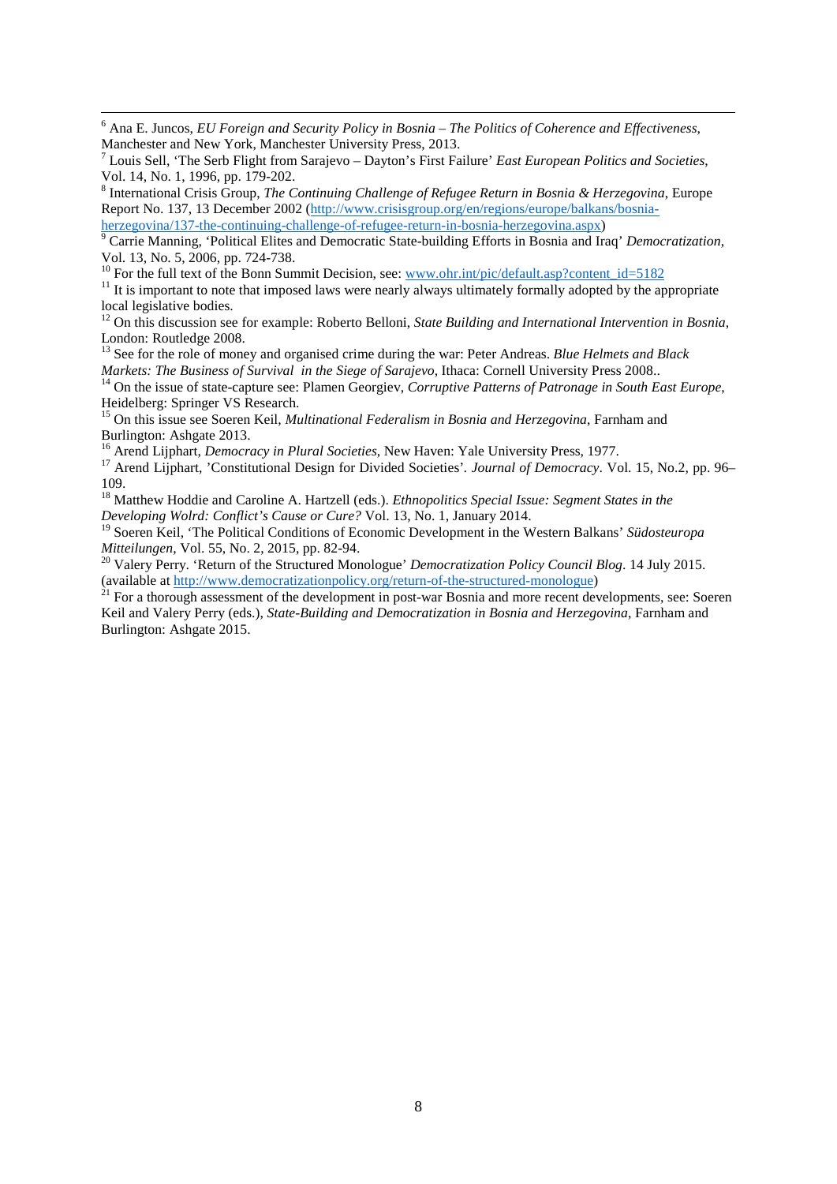[6] Ana E. Juncos, *EU Foreign and Security Policy in Bosnia – The Politics of Coherence and Effectiveness*, Manchester and New York, Manchester University Press, 2013.

[7] Louis Sell, 'The Serb Flight from Sarajevo – Dayton's First Failure' *East European Politics and Societies*, Vol. 14, No. 1, 1996, pp. 179-202.

[8] International Crisis Group, *The Continuing Challenge of Refugee Return in Bosnia & Herzegovina*, Europe Report No. 137, 13 December 2002 (http://www.crisisgroup.org/en/regions/europe/balkans/bosnia-herzegovina/137-the-continuing-challenge-of-refugee-return-in-bosnia-herzegovina.aspx)

[9] Carrie Manning, 'Political Elites and Democratic State-building Efforts in Bosnia and Iraq' *Democratization*, Vol. 13, No. 5, 2006, pp. 724-738.

[10] For the full text of the Bonn Summit Decision, see: www.ohr.int/pic/default.asp?content_id=5182

[11] It is important to note that imposed laws were nearly always ultimately formally adopted by the appropriate local legislative bodies.

[12] On this discussion see for example: Roberto Belloni, *State Building and International Intervention in Bosnia*, London: Routledge 2008.

[13] See for the role of money and organised crime during the war: Peter Andreas. *Blue Helmets and Black Markets: The Business of Survival in the Siege of Sarajevo*, Ithaca: Cornell University Press 2008..

[14] On the issue of state-capture see: Plamen Georgiev, *Corruptive Patterns of Patronage in South East Europe*, Heidelberg: Springer VS Research.

[15] On this issue see Soeren Keil, *Multinational Federalism in Bosnia and Herzegovina*, Farnham and Burlington: Ashgate 2013.

[16] Arend Lijphart, *Democracy in Plural Societies*, New Haven: Yale University Press, 1977.

[17] Arend Lijphart, 'Constitutional Design for Divided Societies'. *Journal of Democracy*. Vol. 15, No.2, pp. 96–109.

[18] Matthew Hoddie and Caroline A. Hartzell (eds.). *Ethnopolitics Special Issue: Segment States in the Developing Wolrd: Conflict's Cause or Cure?* Vol. 13, No. 1, January 2014.

[19] Soeren Keil, 'The Political Conditions of Economic Development in the Western Balkans' *Südosteuropa Mitteilungen*, Vol. 55, No. 2, 2015, pp. 82-94.

[20] Valery Perry. 'Return of the Structured Monologue' *Democratization Policy Council Blog*. 14 July 2015. (available at http://www.democratizationpolicy.org/return-of-the-structured-monologue)

[21] For a thorough assessment of the development in post-war Bosnia and more recent developments, see: Soeren Keil and Valery Perry (eds.), *State-Building and Democratization in Bosnia and Herzegovina*, Farnham and Burlington: Ashgate 2015.